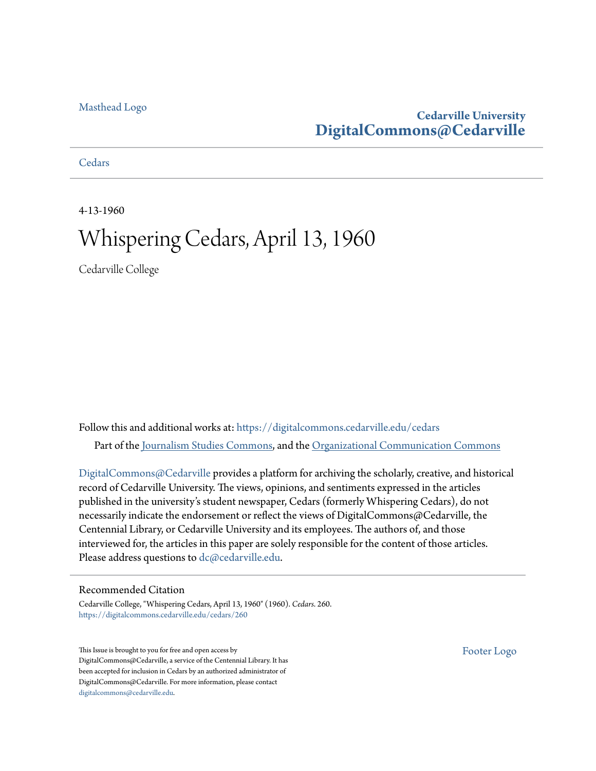Masthead Logo

**Cedarville University**
**DigitalCommons@Cedarville**

Cedars

4-13-1960

# Whispering Cedars, April 13, 1960

Cedarville College

Follow this and additional works at: https://digitalcommons.cedarville.edu/cedars

Part of the Journalism Studies Commons, and the Organizational Communication Commons

DigitalCommons@Cedarville provides a platform for archiving the scholarly, creative, and historical record of Cedarville University. The views, opinions, and sentiments expressed in the articles published in the university's student newspaper, Cedars (formerly Whispering Cedars), do not necessarily indicate the endorsement or reflect the views of DigitalCommons@Cedarville, the Centennial Library, or Cedarville University and its employees. The authors of, and those interviewed for, the articles in this paper are solely responsible for the content of those articles. Please address questions to dc@cedarville.edu.

## Recommended Citation

Cedarville College, "Whispering Cedars, April 13, 1960" (1960). *Cedars*. 260.
https://digitalcommons.cedarville.edu/cedars/260

This Issue is brought to you for free and open access by DigitalCommons@Cedarville, a service of the Centennial Library. It has been accepted for inclusion in Cedars by an authorized administrator of DigitalCommons@Cedarville. For more information, please contact digitalcommons@cedarville.edu.

Footer Logo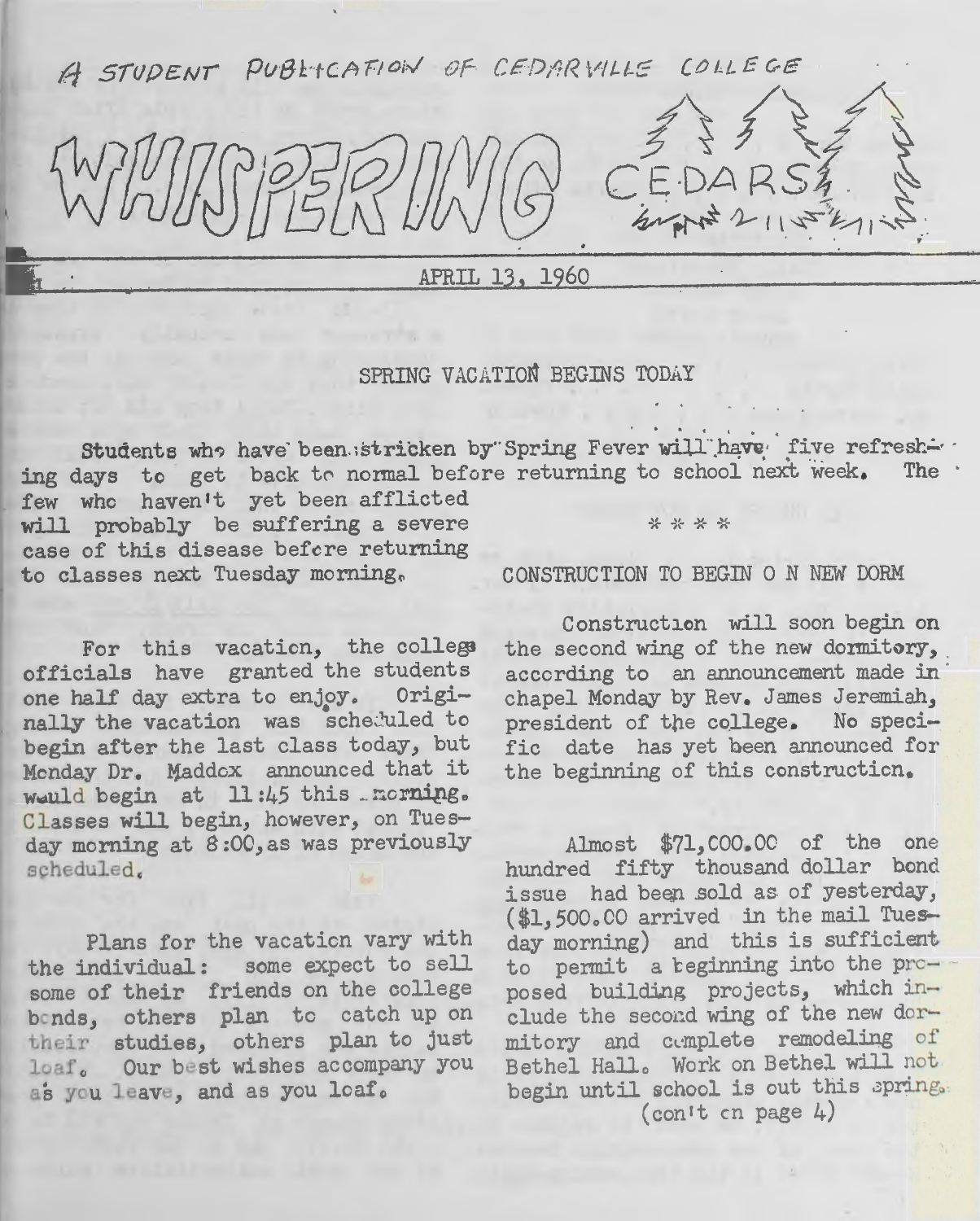A STUDENT PUBLICATION OF CEDARVILLE COLLEGE

# WHISPERING CEDARS

APRIL 13, 1960

## SPRING VACATION BEGINS TODAY

Students who have been stricken by Spring Fever will have five refreshing days to get back to normal before returning to school next week. The few who haven't yet been afflicted will probably be suffering a severe case of this disease before returning to classes next Tuesday morning.

For this vacation, the college officials have granted the students one half day extra to enjoy. Originally the vacation was scheduled to begin after the last class today, but Monday Dr. Maddox announced that it would begin at 11:45 this morning. Classes will begin, however, on Tuesday morning at 8:00, as was previously scheduled.

Plans for the vacation vary with the individual: some expect to sell some of their friends on the college bonds, others plan to catch up on their studies, others plan to just loaf. Our best wishes accompany you as you leave, and as you loaf.

\* \* \* \*

## CONSTRUCTION TO BEGIN O N NEW DORM

Construction will soon begin on the second wing of the new dormitory, according to an announcement made in chapel Monday by Rev. James Jeremiah, president of the college. No specific date has yet been announced for the beginning of this construction.

Almost $71,000.00 of the one hundred fifty thousand dollar bond issue had been sold as of yesterday, ($1,500.00 arrived in the mail Tuesday morning) and this is sufficient to permit a beginning into the proposed building projects, which include the second wing of the new dormitory and complete remodeling of Bethel Hall. Work on Bethel will not begin until school is out this spring.

(con't on page 4)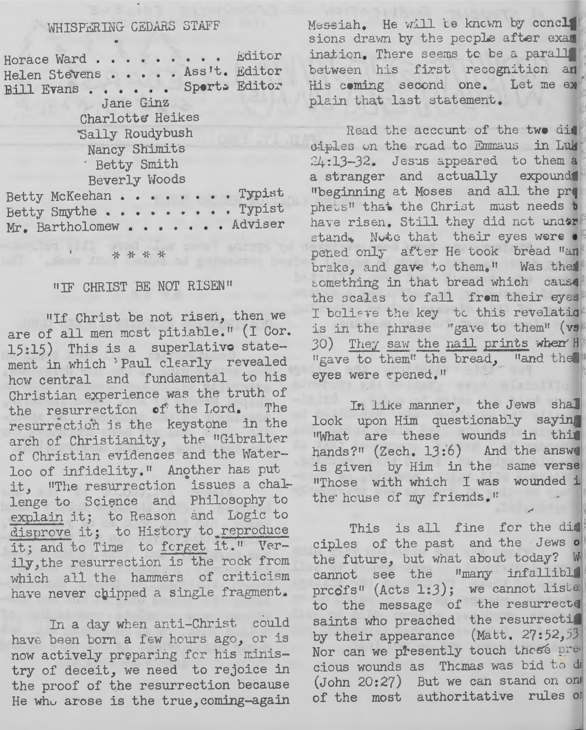WHISPERING CEDARS STAFF

Horace Ward . . . . . . . . . Editor
Helen Stevens . . . . . Ass't. Editor
Bill Evans . . . . . . Sports Editor

Jane Ginz
Charlotte Heikes
Sally Roudybush
Nancy Shimits
Betty Smith
Beverly Woods

Betty McKeehan . . . . . . . . . Typist
Betty Smythe . . . . . . . . . . Typist
Mr. Bartholomew . . . . . . . . Adviser

\* \* \* \*

## "IF CHRIST BE NOT RISEN"

"If Christ be not risen, then we are of all men most pitiable." (I Cor. 15:15) This is a superlative statement in which Paul clearly revealed how central and fundamental to his Christian experience was the truth of the resurrection of the Lord. The resurrection is the keystone in the arch of Christianity, the "Gibralter of Christian evidences and the Waterloo of infidelity." Another has put it, "The resurrection issues a challenge to Science and Philosophy to explain it; to Reason and Logic to disprove it; to History to reproduce it; and to Time to forget it." Verily, the resurrection is the rock from which all the hammers of criticism have never chipped a single fragment.

In a day when anti-Christ could have been born a few hours ago, or is now actively preparing for his ministry of deceit, we need to rejoice in the proof of the resurrection because He who arose is the true, coming-again Messiah. He will be known by conclusions drawn by the people after examination. There seems to be a parallel between his first recognition and His coming second one. Let me explain that last statement.

Read the account of the two disciples on the road to Emmaus in Luke 24:13-32. Jesus appeared to them as a stranger and actually expounded "beginning at Moses and all the prophets" that the Christ must needs to have risen. Still they did not understand. Note that their eyes were opened only after He took bread "and brake, and gave to them." Was there something in that bread which caused the scales to fall from their eyes? I believe the key to this revelation is in the phrase "gave to them" (vs 30) They saw the nail prints when He "gave to them" the bread, "and their eyes were opened."

In like manner, the Jews shall look upon Him questionably saying "What are these wounds in thine hands?" (Zech. 13:6) And the answer is given by Him in the same verse "Those with which I was wounded in the house of my friends."

This is all fine for the disciples of the past and the Jews of the future, but what about today? We cannot see the "many infallible proofs" (Acts 1:3); we cannot listen to the message of the resurrected saints who preached the resurrection by their appearance (Matt. 27:52,53) Nor can we presently touch those precious wounds as Thomas was bid to do (John 20:27) But we can stand on one of the most authoritative rules of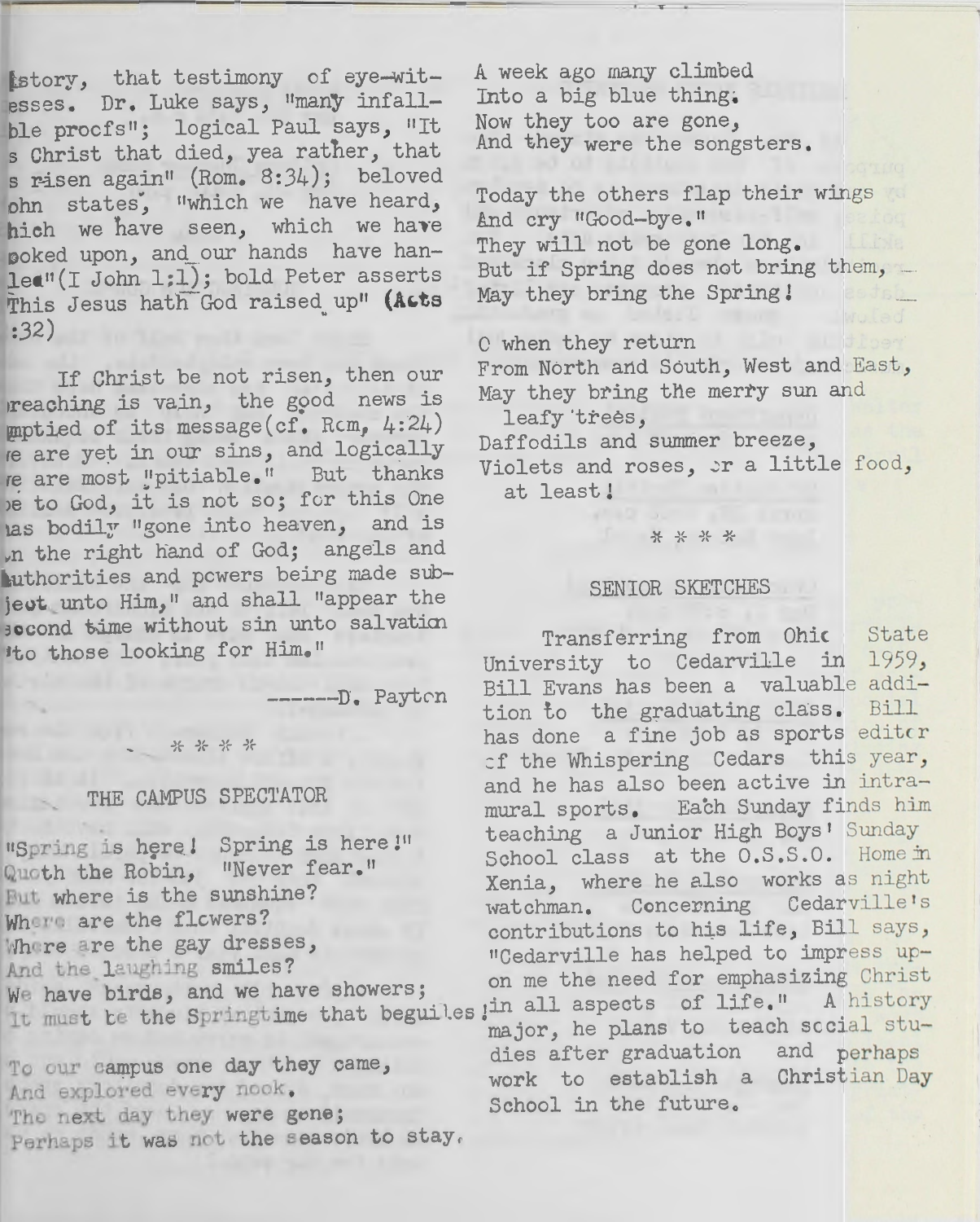istory, that testimony of eye-witesses. Dr. Luke says, "many infallble proofs"; logical Paul says, "It s Christ that died, yea rather, that s risen again" (Rom. 8:34); beloved ohn states, "which we have heard, hich we have seen, which we have ooked upon, and our hands have hanled" (I John 1:1); bold Peter asserts This Jesus hath God raised up" (Acts :32)

If Christ be not risen, then our reaching is vain, the good news is mptied of its message (cf. Rom, 4:24) e are yet in our sins, and logically e are most "pitiable." But thanks e to God, it is not so; for this One as bodily "gone into heaven, and is n the right hand of God; angels and uthorities and powers being made subject unto Him," and shall "appear the second time without sin unto salvation to those looking for Him."

------D. Payton

* * * *

## THE CAMPUS SPECTATOR

"Spring is here! Spring is here!"
Quoth the Robin, "Never fear."
But where is the sunshine?
Where are the flowers?
Where are the gay dresses,
And the laughing smiles?
We have birds, and we have showers;
It must be the Springtime that beguiles!

To our campus one day they came,
And explored every nook,
The next day they were gone;
Perhaps it was not the season to stay.

A week ago many climbed
Into a big blue thing.
Now they too are gone,
And they were the songsters.

Today the others flap their wings
And cry "Good-bye."
They will not be gone long.
But if Spring does not bring them,
May they bring the Spring!

O when they return
From North and South, West and East,
May they bring the merry sun and
leafy trees,
Daffodils and summer breeze,
Violets and roses, or a little food,
at least!

* * * *

## SENIOR SKETCHES

Transferring from Ohio State University to Cedarville in 1959, Bill Evans has been a valuable addition to the graduating class. Bill has done a fine job as sports editor of the Whispering Cedars this year, and he has also been active in intramural sports. Each Sunday finds him teaching a Junior High Boys' Sunday School class at the O.S.S.O. Home in Xenia, where he also works as night watchman. Concerning Cedarville's contributions to his life, Bill says, "Cedarville has helped to impress upon me the need for emphasizing Christ in all aspects of life." A history major, he plans to teach social studies after graduation and perhaps work to establish a Christian Day School in the future.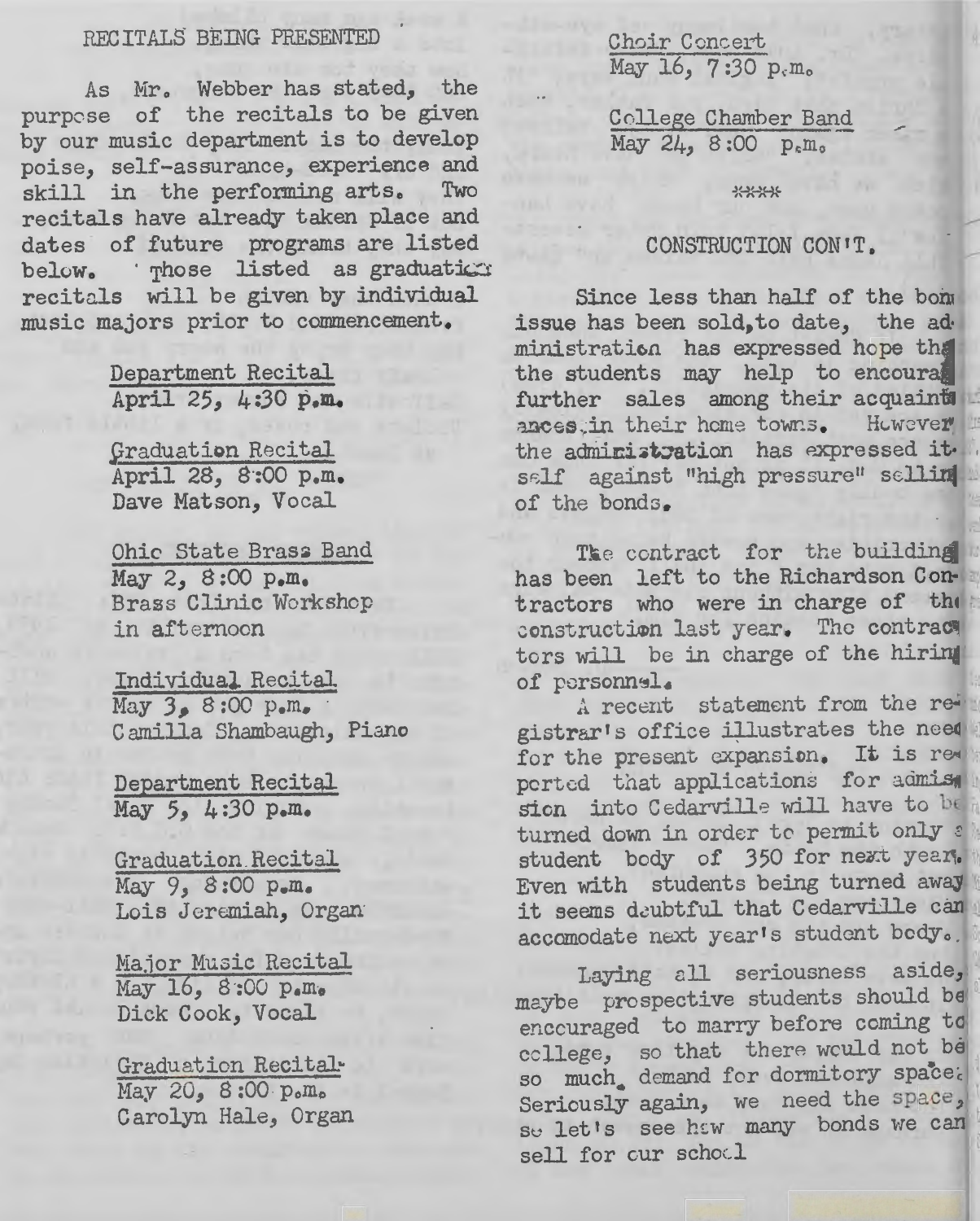## RECITALS BEING PRESENTED

As Mr. Webber has stated, the purpose of the recitals to be given by our music department is to develop poise, self-assurance, experience and skill in the performing arts. Two recitals have already taken place and dates of future programs are listed below. Those listed as graduation recitals will be given by individual music majors prior to commencement.

Department Recital
April 25, 4:30 p.m.

Graduation Recital
April 28, 8:00 p.m.
Dave Matson, Vocal

Ohio State Brass Band
May 2, 8:00 p.m.
Brass Clinic Workshop in afternoon

Individual Recital
May 3, 8:00 p.m.
Camilla Shambaugh, Piano

Department Recital
May 5, 4:30 p.m.

Graduation Recital
May 9, 8:00 p.m.
Lois Jeremiah, Organ

Major Music Recital
May 16, 8:00 p.m.
Dick Cook, Vocal

Graduation Recital
May 20, 8:00 p.m.
Carolyn Hale, Organ

Choir Concert
May 16, 7:30 p.m.

College Chamber Band
May 24, 8:00 p.m.

****

## CONSTRUCTION CON'T.

Since less than half of the bond issue has been sold, to date, the administration has expressed hope that the students may help to encourage further sales among their acquaintances in their home towns. However, the administration has expressed itself against "high pressure" selling of the bonds.

The contract for the building has been left to the Richardson Contractors who were in charge of the construction last year. The contractors will be in charge of the hiring of personnel.

A recent statement from the registrar's office illustrates the need for the present expansion. It is reported that applications for admission into Cedarville will have to be turned down in order to permit only a student body of 350 for next year. Even with students being turned away it seems doubtful that Cedarville can accomodate next year's student body.

Laying all seriousness aside, maybe prospective students should be encouraged to marry before coming to college, so that there would not be so much demand for dormitory space. Seriously again, we need the space, so let's see how many bonds we can sell for our school